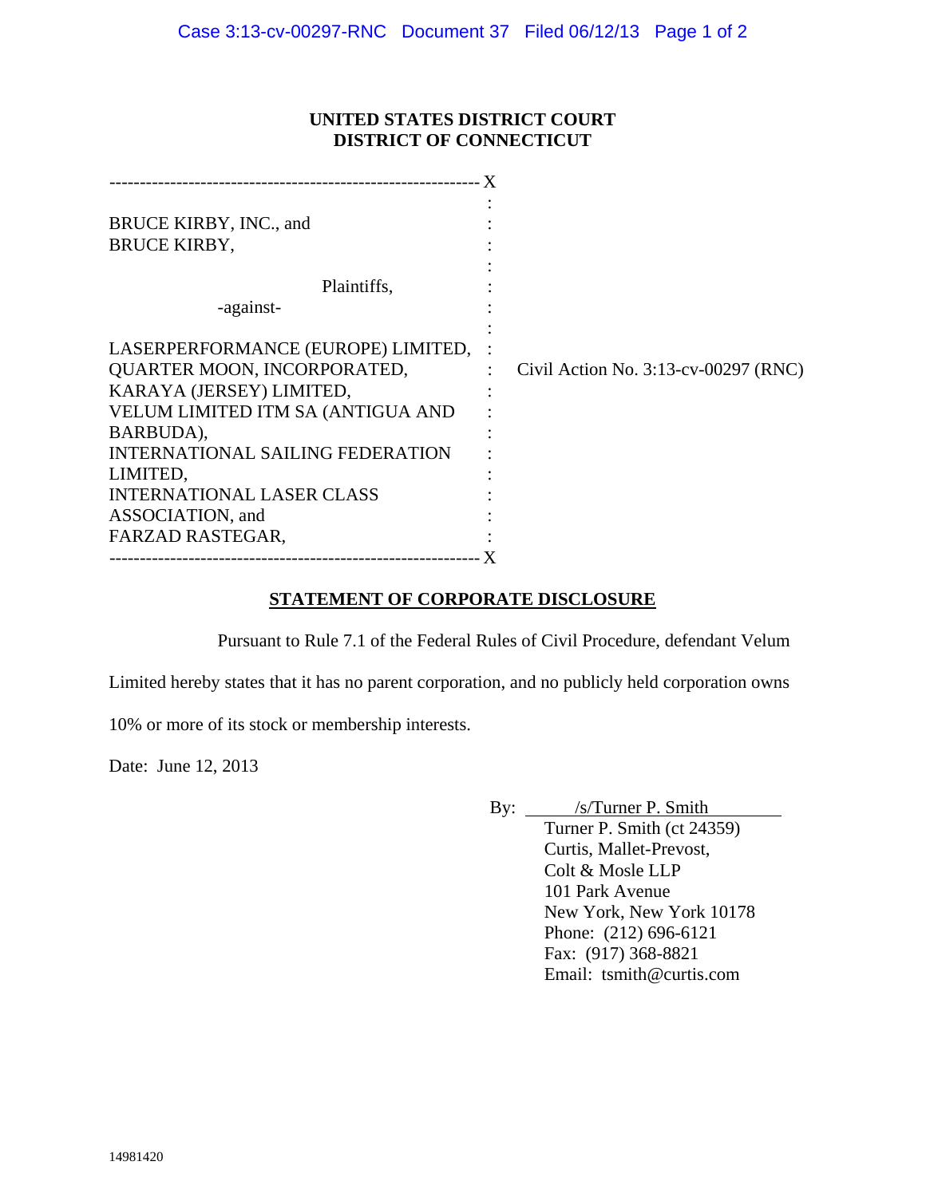**UNITED STATES DISTRICT COURT**
**DISTRICT OF CONNECTICUT**

BRUCE KIRBY, INC., and
BRUCE KIRBY,

Plaintiffs,

-against-

LASERPERFORMANCE (EUROPE) LIMITED,
QUARTER MOON, INCORPORATED,
KARAYA (JERSEY) LIMITED,
VELUM LIMITED ITM SA (ANTIGUA AND BARBUDA),
INTERNATIONAL SAILING FEDERATION LIMITED,
INTERNATIONAL LASER CLASS ASSOCIATION, and
FARZAD RASTEGAR,

Civil Action No. 3:13-cv-00297 (RNC)

**STATEMENT OF CORPORATE DISCLOSURE**

Pursuant to Rule 7.1 of the Federal Rules of Civil Procedure, defendant Velum Limited hereby states that it has no parent corporation, and no publicly held corporation owns 10% or more of its stock or membership interests.

Date: June 12, 2013

By: /s/Turner P. Smith
Turner P. Smith (ct 24359)
Curtis, Mallet-Prevost,
Colt & Mosle LLP
101 Park Avenue
New York, New York 10178
Phone: (212) 696-6121
Fax: (917) 368-8821
Email: tsmith@curtis.com

14981420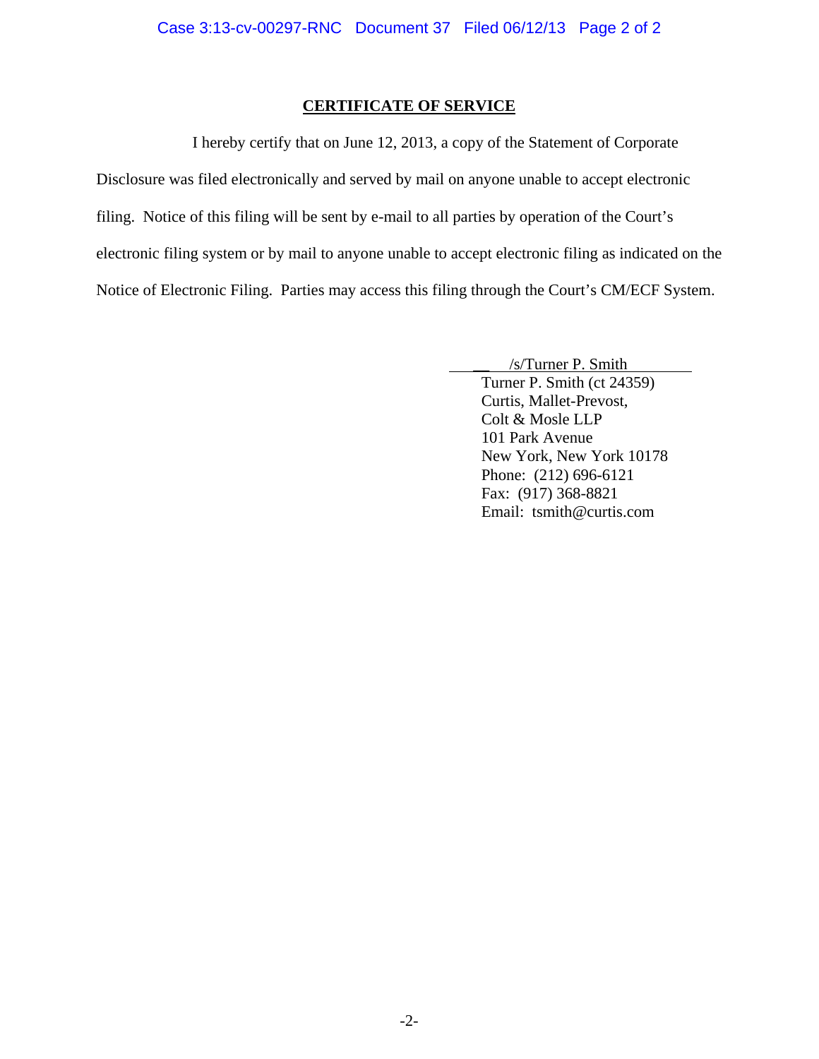## CERTIFICATE OF SERVICE

I hereby certify that on June 12, 2013, a copy of the Statement of Corporate Disclosure was filed electronically and served by mail on anyone unable to accept electronic filing. Notice of this filing will be sent by e-mail to all parties by operation of the Court's electronic filing system or by mail to anyone unable to accept electronic filing as indicated on the Notice of Electronic Filing. Parties may access this filing through the Court's CM/ECF System.

/s/Turner P. Smith  
Turner P. Smith (ct 24359)  
Curtis, Mallet-Prevost,  
Colt & Mosle LLP  
101 Park Avenue  
New York, New York 10178  
Phone: (212) 696-6121  
Fax: (917) 368-8821  
Email: tsmith@curtis.com